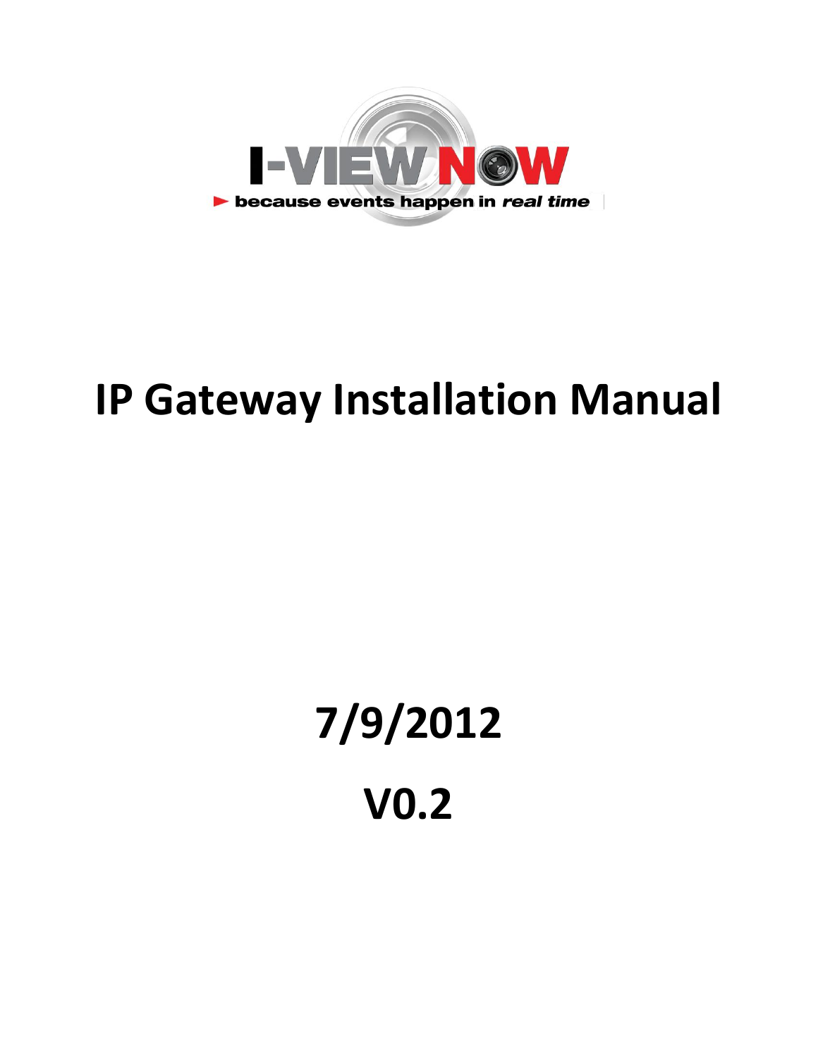I-VIEW NOW

► because events happen in *real time*

# IP Gateway Installation Manual

# 7/9/2012

# V0.2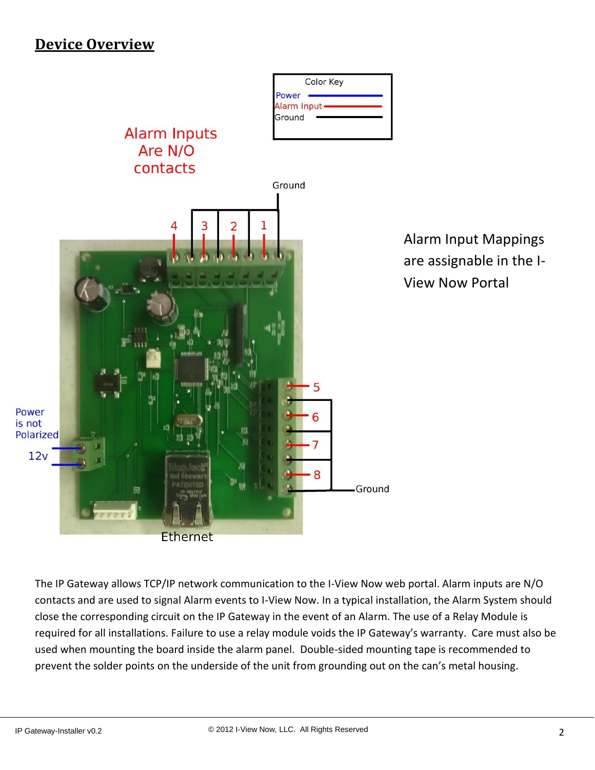# Device Overview

Color Key

- Power
- Alarm Input
- Ground

Alarm Inputs Are N/O contacts

Alarm Input Mappings are assignable in the I-View Now Portal

Power is not Polarized

12v

Ground

Ethernet

The IP Gateway allows TCP/IP network communication to the I-View Now web portal. Alarm inputs are N/O contacts and are used to signal Alarm events to I-View Now. In a typical installation, the Alarm System should close the corresponding circuit on the IP Gateway in the event of an Alarm. The use of a Relay Module is required for all installations. Failure to use a relay module voids the IP Gateway's warranty. Care must also be used when mounting the board inside the alarm panel. Double-sided mounting tape is recommended to prevent the solder points on the underside of the unit from grounding out on the can's metal housing.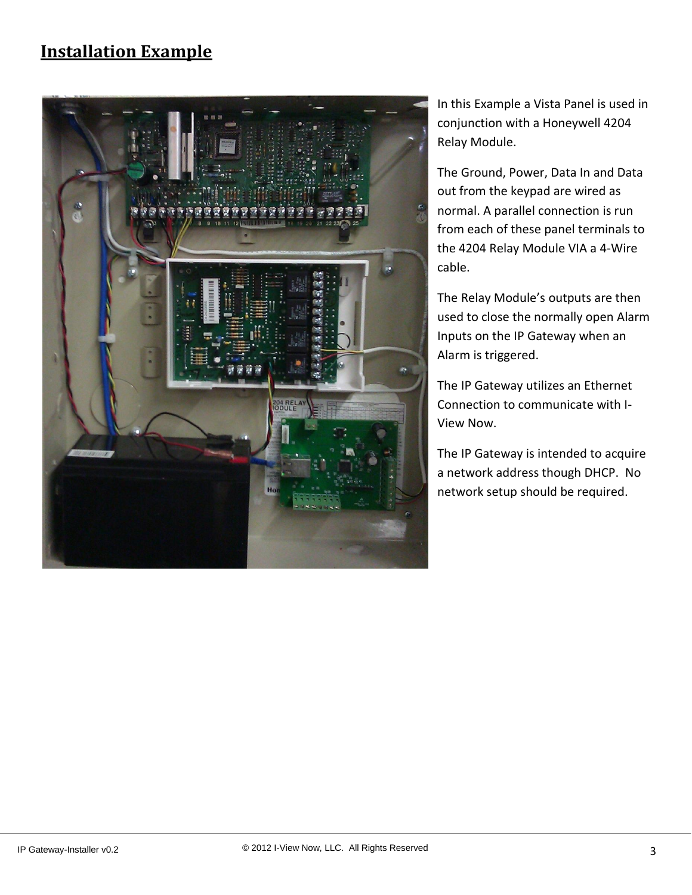# Installation Example

In this Example a Vista Panel is used in conjunction with a Honeywell 4204 Relay Module.

The Ground, Power, Data In and Data out from the keypad are wired as normal. A parallel connection is run from each of these panel terminals to the 4204 Relay Module VIA a 4-Wire cable.

The Relay Module's outputs are then used to close the normally open Alarm Inputs on the IP Gateway when an Alarm is triggered.

The IP Gateway utilizes an Ethernet Connection to communicate with I-View Now.

The IP Gateway is intended to acquire a network address though DHCP. No network setup should be required.